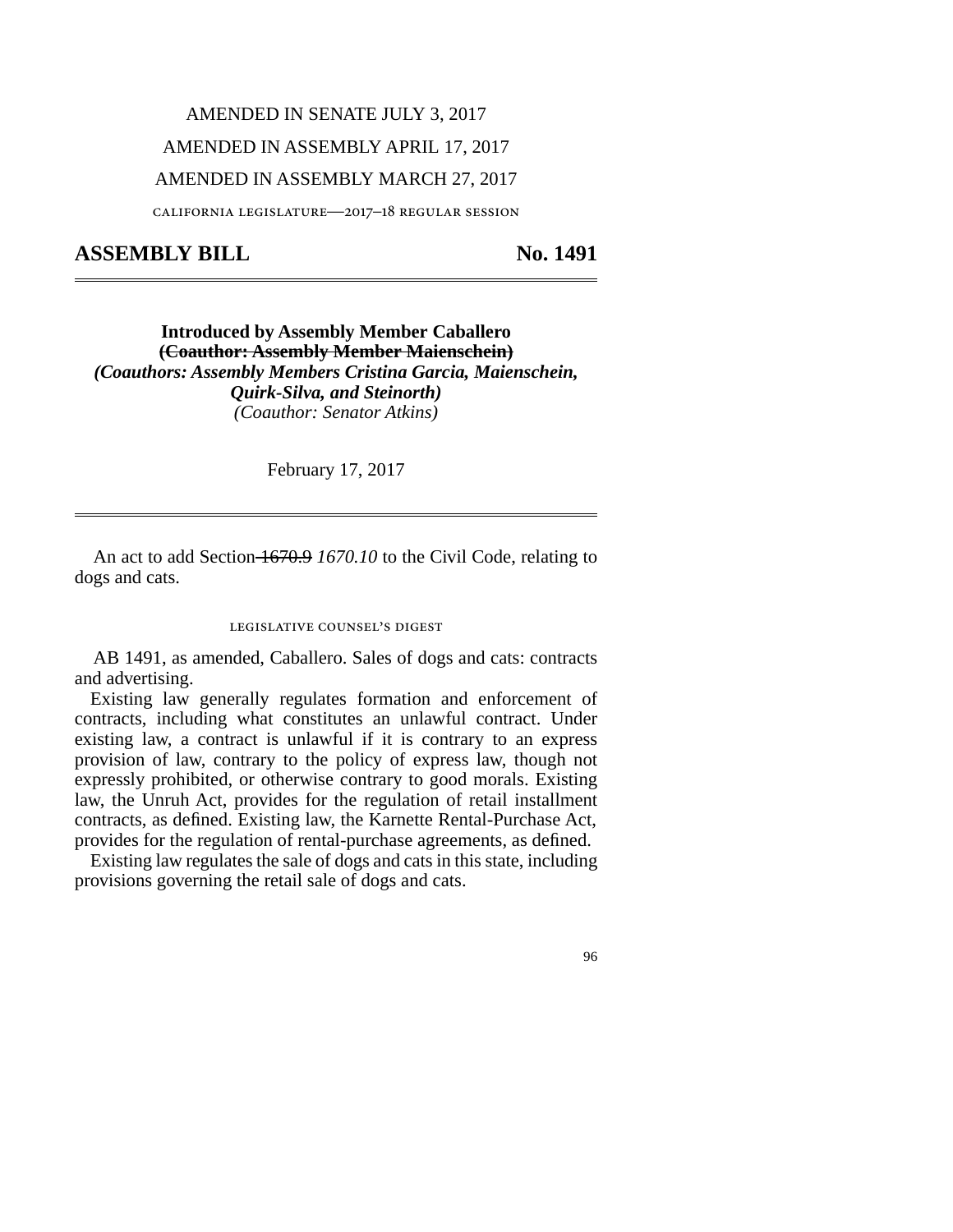AMENDED IN SENATE JULY 3, 2017

AMENDED IN ASSEMBLY APRIL 17, 2017

AMENDED IN ASSEMBLY MARCH 27, 2017

california legislature—2017–18 regular session

# ASSEMBLY BILL No. 1491

**Introduced by Assembly Member Caballero**
**~~(Coauthor: Assembly Member Maienschein)~~**
***(Coauthors: Assembly Members Cristina Garcia, Maienschein, Quirk-Silva, and Steinorth)***
*(Coauthor: Senator Atkins)*

February 17, 2017

An act to add Section ~~1670.9~~ *1670.10* to the Civil Code, relating to dogs and cats.

legislative counsel's digest

AB 1491, as amended, Caballero. Sales of dogs and cats: contracts and advertising.

Existing law generally regulates formation and enforcement of contracts, including what constitutes an unlawful contract. Under existing law, a contract is unlawful if it is contrary to an express provision of law, contrary to the policy of express law, though not expressly prohibited, or otherwise contrary to good morals. Existing law, the Unruh Act, provides for the regulation of retail installment contracts, as defined. Existing law, the Karnette Rental-Purchase Act, provides for the regulation of rental-purchase agreements, as defined.

Existing law regulates the sale of dogs and cats in this state, including provisions governing the retail sale of dogs and cats.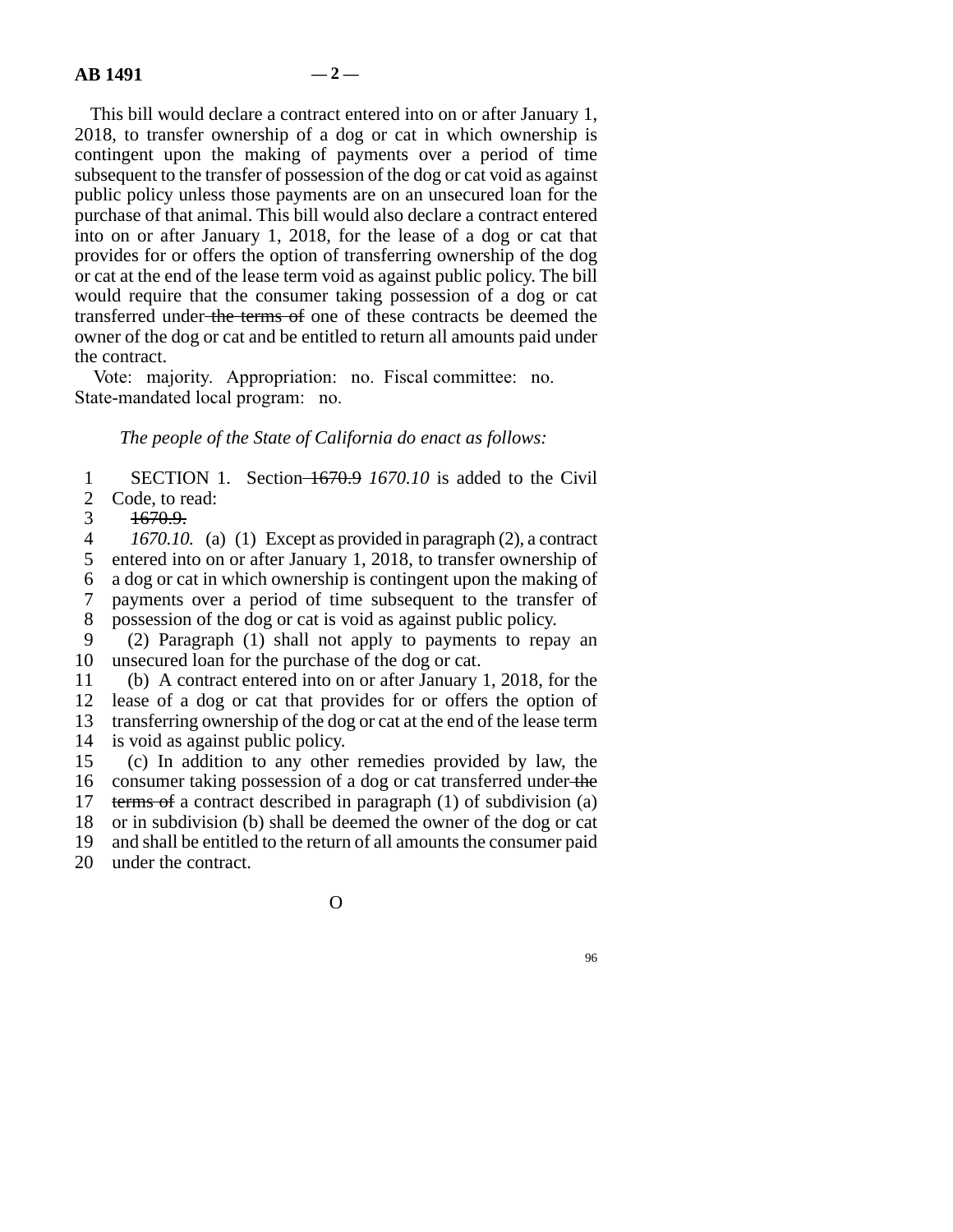This bill would declare a contract entered into on or after January 1, 2018, to transfer ownership of a dog or cat in which ownership is contingent upon the making of payments over a period of time subsequent to the transfer of possession of the dog or cat void as against public policy unless those payments are on an unsecured loan for the purchase of that animal. This bill would also declare a contract entered into on or after January 1, 2018, for the lease of a dog or cat that provides for or offers the option of transferring ownership of the dog or cat at the end of the lease term void as against public policy. The bill would require that the consumer taking possession of a dog or cat transferred under ~~the terms of~~ one of these contracts be deemed the owner of the dog or cat and be entitled to return all amounts paid under the contract.

Vote: majority. Appropriation: no. Fiscal committee: no. State-mandated local program: no.

*The people of the State of California do enact as follows:*

1 SECTION 1. Section ~~1670.9~~ *1670.10* is added to the Civil
2 Code, to read:
3 ~~1670.9.~~
4 *1670.10.* (a) (1) Except as provided in paragraph (2), a contract
5 entered into on or after January 1, 2018, to transfer ownership of
6 a dog or cat in which ownership is contingent upon the making of
7 payments over a period of time subsequent to the transfer of
8 possession of the dog or cat is void as against public policy.
9 (2) Paragraph (1) shall not apply to payments to repay an
10 unsecured loan for the purchase of the dog or cat.
11 (b) A contract entered into on or after January 1, 2018, for the
12 lease of a dog or cat that provides for or offers the option of
13 transferring ownership of the dog or cat at the end of the lease term
14 is void as against public policy.
15 (c) In addition to any other remedies provided by law, the
16 consumer taking possession of a dog or cat transferred under ~~the~~
17 ~~terms of~~ a contract described in paragraph (1) of subdivision (a)
18 or in subdivision (b) shall be deemed the owner of the dog or cat
19 and shall be entitled to the return of all amounts the consumer paid
20 under the contract.

O